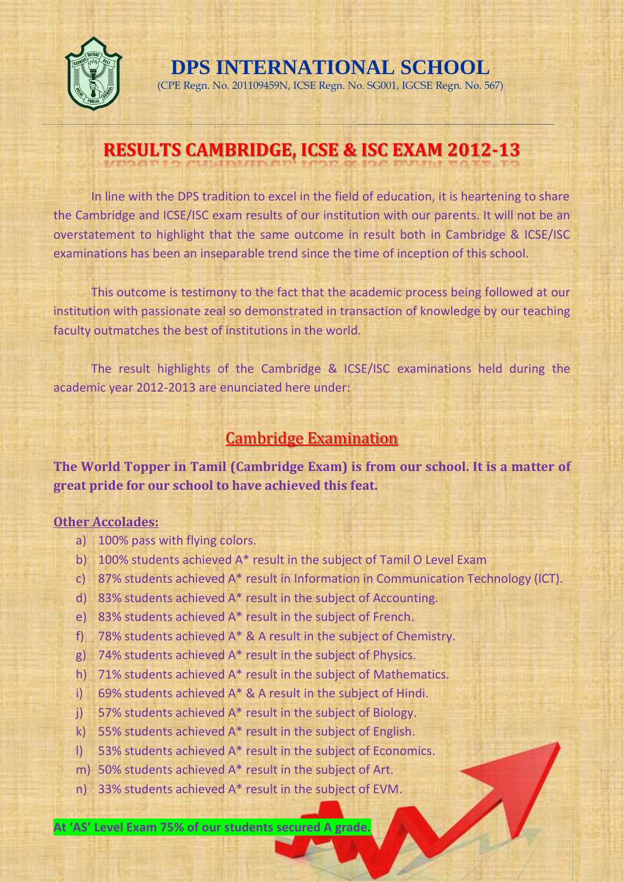# DPS INTERNATIONAL SCHOOL

(CPE Regn. No. 201109459N, ICSE Regn. No. SG001, IGCSE Regn. No. 567)

## RESULTS CAMBRIDGE, ICSE & ISC EXAM 2012-13

In line with the DPS tradition to excel in the field of education, it is heartening to share the Cambridge and ICSE/ISC exam results of our institution with our parents. It will not be an overstatement to highlight that the same outcome in result both in Cambridge & ICSE/ISC examinations has been an inseparable trend since the time of inception of this school.

This outcome is testimony to the fact that the academic process being followed at our institution with passionate zeal so demonstrated in transaction of knowledge by our teaching faculty outmatches the best of institutions in the world.

The result highlights of the Cambridge & ICSE/ISC examinations held during the academic year 2012-2013 are enunciated here under:

### Cambridge Examination

**The World Topper in Tamil (Cambridge Exam) is from our school. It is a matter of great pride for our school to have achieved this feat.**

**Other Accolades:**

a) 100% pass with flying colors.
b) 100% students achieved A* result in the subject of Tamil O Level Exam
c) 87% students achieved A* result in Information in Communication Technology (ICT).
d) 83% students achieved A* result in the subject of Accounting.
e) 83% students achieved A* result in the subject of French.
f) 78% students achieved A* & A result in the subject of Chemistry.
g) 74% students achieved A* result in the subject of Physics.
h) 71% students achieved A* result in the subject of Mathematics.
i) 69% students achieved A* & A result in the subject of Hindi.
j) 57% students achieved A* result in the subject of Biology.
k) 55% students achieved A* result in the subject of English.
l) 53% students achieved A* result in the subject of Economics.
m) 50% students achieved A* result in the subject of Art.
n) 33% students achieved A* result in the subject of EVM.

**At 'AS' Level Exam 75% of our students secured A grade.**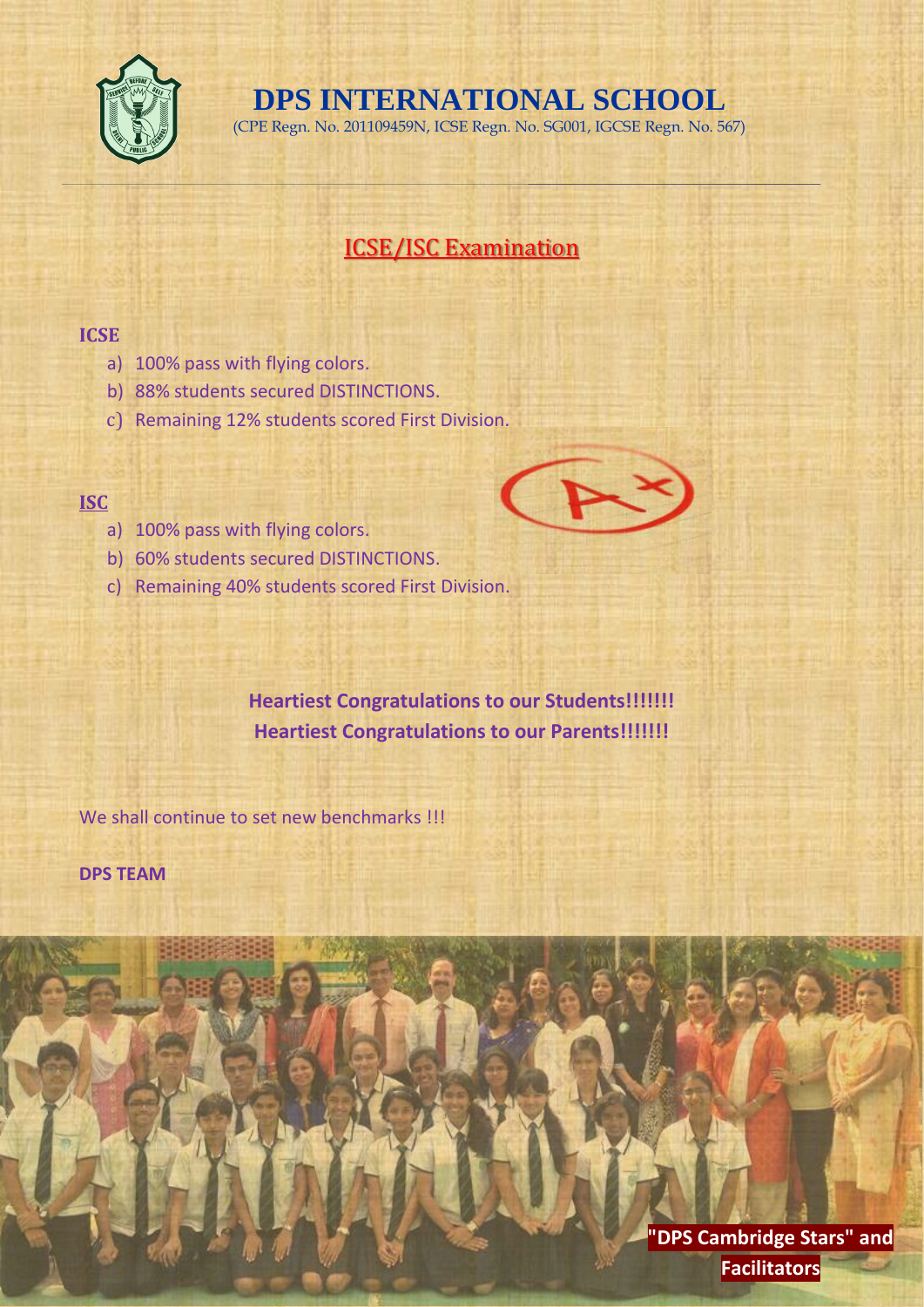# DPS INTERNATIONAL SCHOOL

(CPE Regn. No. 201109459N, ICSE Regn. No. SG001, IGCSE Regn. No. 567)

## ICSE/ISC Examination

**ICSE**

a) 100% pass with flying colors.
b) 88% students secured DISTINCTIONS.
c) Remaining 12% students scored First Division.

**ISC**

a) 100% pass with flying colors.
b) 60% students secured DISTINCTIONS.
c) Remaining 40% students scored First Division.

**Heartiest Congratulations to our Students!!!!!!!**
**Heartiest Congratulations to our Parents!!!!!!!**

We shall continue to set new benchmarks !!!

**DPS TEAM**

**"DPS Cambridge Stars" and Facilitators**